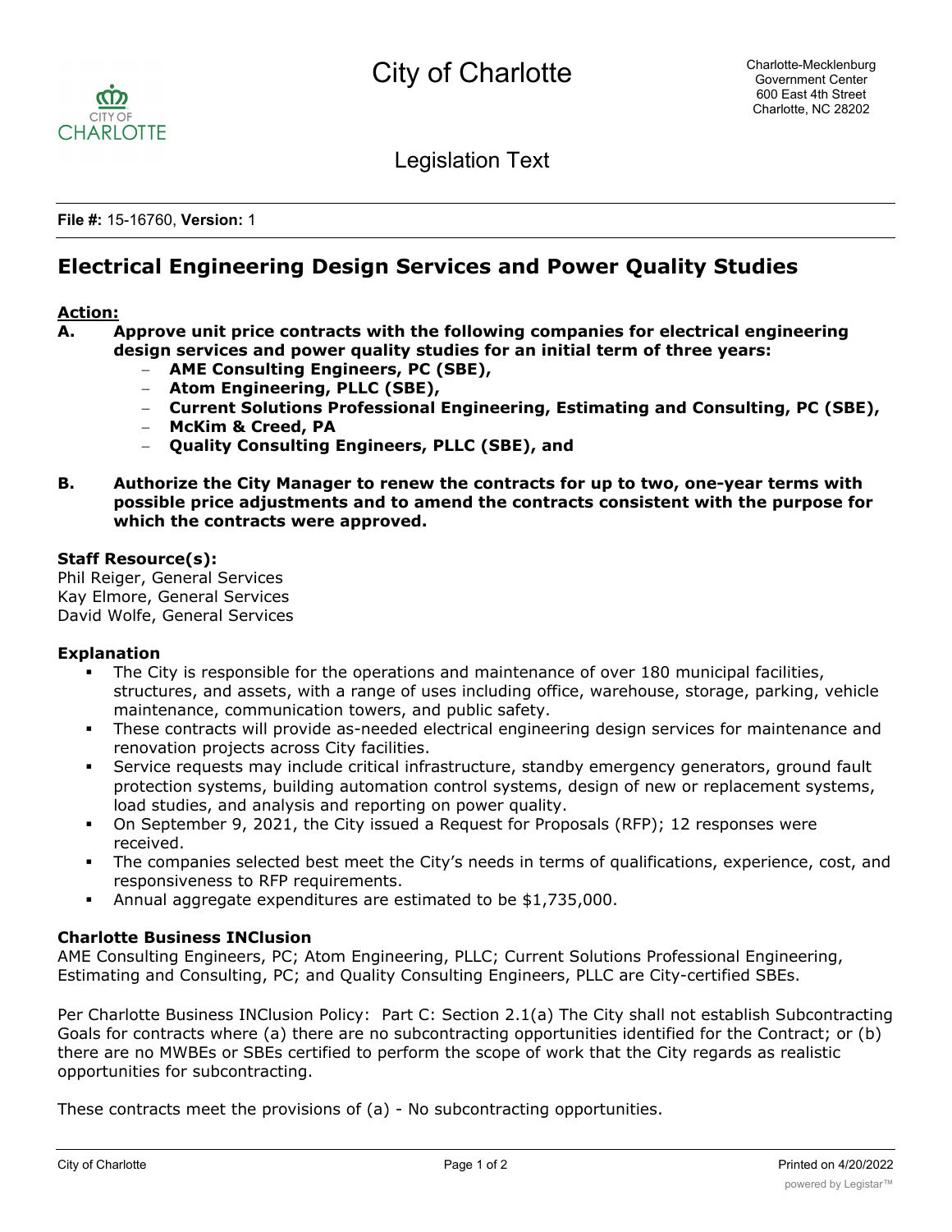# City of Charlotte

Charlotte-Mecklenburg Government Center
600 East 4th Street
Charlotte, NC 28202

Legislation Text

**File #:** 15-16760, **Version:** 1

## Electrical Engineering Design Services and Power Quality Studies

**Action:**

**A. Approve unit price contracts with the following companies for electrical engineering design services and power quality studies for an initial term of three years:**

- **AME Consulting Engineers, PC (SBE),**
- **Atom Engineering, PLLC (SBE),**
- **Current Solutions Professional Engineering, Estimating and Consulting, PC (SBE),**
- **McKim & Creed, PA**
- **Quality Consulting Engineers, PLLC (SBE), and**

**B. Authorize the City Manager to renew the contracts for up to two, one-year terms with possible price adjustments and to amend the contracts consistent with the purpose for which the contracts were approved.**

**Staff Resource(s):**
Phil Reiger, General Services
Kay Elmore, General Services
David Wolfe, General Services

**Explanation**

- The City is responsible for the operations and maintenance of over 180 municipal facilities, structures, and assets, with a range of uses including office, warehouse, storage, parking, vehicle maintenance, communication towers, and public safety.
- These contracts will provide as-needed electrical engineering design services for maintenance and renovation projects across City facilities.
- Service requests may include critical infrastructure, standby emergency generators, ground fault protection systems, building automation control systems, design of new or replacement systems, load studies, and analysis and reporting on power quality.
- On September 9, 2021, the City issued a Request for Proposals (RFP); 12 responses were received.
- The companies selected best meet the City's needs in terms of qualifications, experience, cost, and responsiveness to RFP requirements.
- Annual aggregate expenditures are estimated to be $1,735,000.

**Charlotte Business INClusion**

AME Consulting Engineers, PC; Atom Engineering, PLLC; Current Solutions Professional Engineering, Estimating and Consulting, PC; and Quality Consulting Engineers, PLLC are City-certified SBEs.

Per Charlotte Business INClusion Policy: Part C: Section 2.1(a) The City shall not establish Subcontracting Goals for contracts where (a) there are no subcontracting opportunities identified for the Contract; or (b) there are no MWBEs or SBEs certified to perform the scope of work that the City regards as realistic opportunities for subcontracting.

These contracts meet the provisions of (a) - No subcontracting opportunities.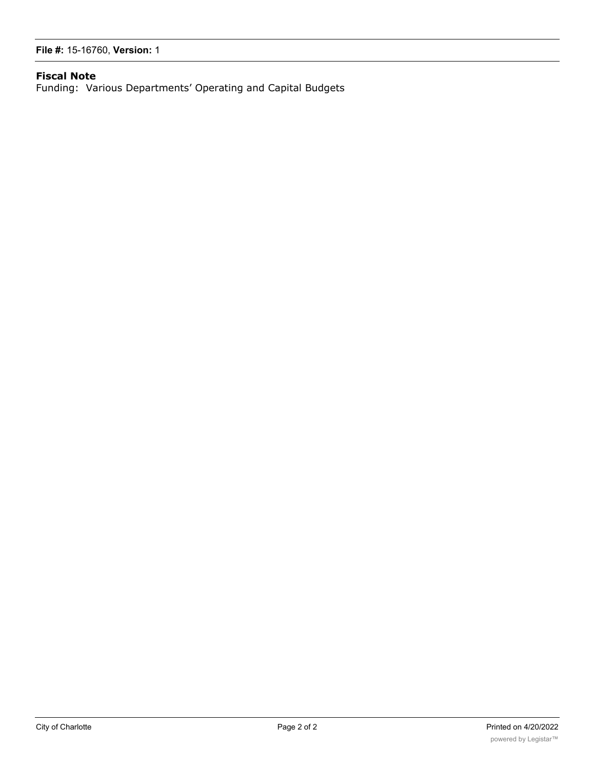**File #:** 15-16760, **Version:** 1

## Fiscal Note

Funding: Various Departments' Operating and Capital Budgets